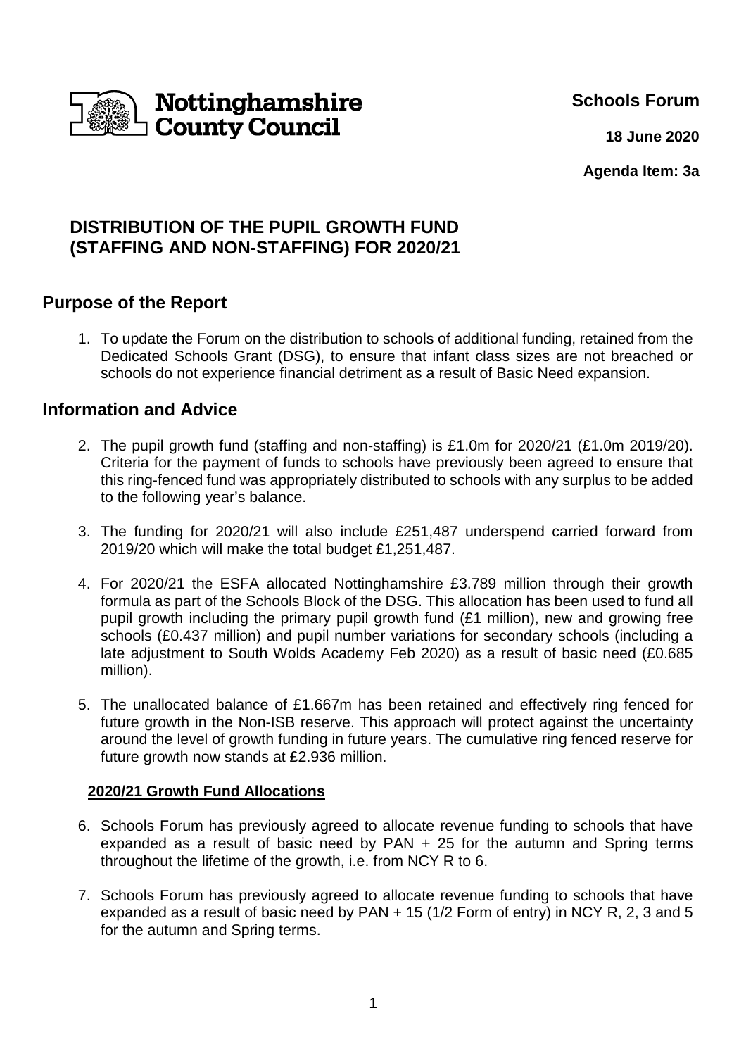Nottinghamshire County Council

**Schools Forum**

**18 June 2020**

**Agenda Item: 3a**

# DISTRIBUTION OF THE PUPIL GROWTH FUND (STAFFING AND NON-STAFFING) FOR 2020/21

## Purpose of the Report

1. To update the Forum on the distribution to schools of additional funding, retained from the Dedicated Schools Grant (DSG), to ensure that infant class sizes are not breached or schools do not experience financial detriment as a result of Basic Need expansion.

## Information and Advice

2. The pupil growth fund (staffing and non-staffing) is £1.0m for 2020/21 (£1.0m 2019/20). Criteria for the payment of funds to schools have previously been agreed to ensure that this ring-fenced fund was appropriately distributed to schools with any surplus to be added to the following year's balance.

3. The funding for 2020/21 will also include £251,487 underspend carried forward from 2019/20 which will make the total budget £1,251,487.

4. For 2020/21 the ESFA allocated Nottinghamshire £3.789 million through their growth formula as part of the Schools Block of the DSG. This allocation has been used to fund all pupil growth including the primary pupil growth fund (£1 million), new and growing free schools (£0.437 million) and pupil number variations for secondary schools (including a late adjustment to South Wolds Academy Feb 2020) as a result of basic need (£0.685 million).

5. The unallocated balance of £1.667m has been retained and effectively ring fenced for future growth in the Non-ISB reserve. This approach will protect against the uncertainty around the level of growth funding in future years. The cumulative ring fenced reserve for future growth now stands at £2.936 million.

### 2020/21 Growth Fund Allocations

6. Schools Forum has previously agreed to allocate revenue funding to schools that have expanded as a result of basic need by PAN + 25 for the autumn and Spring terms throughout the lifetime of the growth, i.e. from NCY R to 6.

7. Schools Forum has previously agreed to allocate revenue funding to schools that have expanded as a result of basic need by PAN + 15 (1/2 Form of entry) in NCY R, 2, 3 and 5 for the autumn and Spring terms.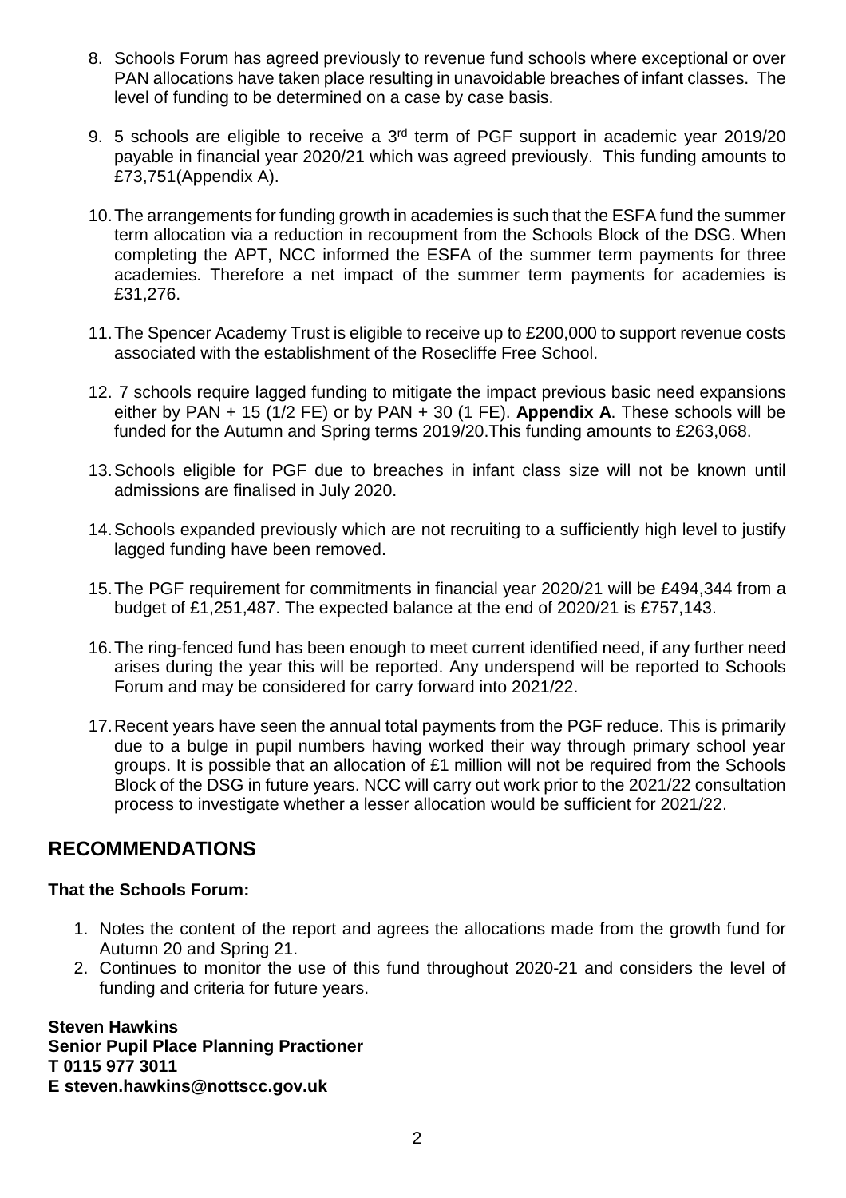8. Schools Forum has agreed previously to revenue fund schools where exceptional or over PAN allocations have taken place resulting in unavoidable breaches of infant classes. The level of funding to be determined on a case by case basis.

9. 5 schools are eligible to receive a 3rd term of PGF support in academic year 2019/20 payable in financial year 2020/21 which was agreed previously. This funding amounts to £73,751(Appendix A).

10. The arrangements for funding growth in academies is such that the ESFA fund the summer term allocation via a reduction in recoupment from the Schools Block of the DSG. When completing the APT, NCC informed the ESFA of the summer term payments for three academies. Therefore a net impact of the summer term payments for academies is £31,276.

11. The Spencer Academy Trust is eligible to receive up to £200,000 to support revenue costs associated with the establishment of the Rosecliffe Free School.

12. 7 schools require lagged funding to mitigate the impact previous basic need expansions either by PAN + 15 (1/2 FE) or by PAN + 30 (1 FE). **Appendix A**. These schools will be funded for the Autumn and Spring terms 2019/20.This funding amounts to £263,068.

13. Schools eligible for PGF due to breaches in infant class size will not be known until admissions are finalised in July 2020.

14. Schools expanded previously which are not recruiting to a sufficiently high level to justify lagged funding have been removed.

15. The PGF requirement for commitments in financial year 2020/21 will be £494,344 from a budget of £1,251,487. The expected balance at the end of 2020/21 is £757,143.

16. The ring-fenced fund has been enough to meet current identified need, if any further need arises during the year this will be reported. Any underspend will be reported to Schools Forum and may be considered for carry forward into 2021/22.

17. Recent years have seen the annual total payments from the PGF reduce. This is primarily due to a bulge in pupil numbers having worked their way through primary school year groups. It is possible that an allocation of £1 million will not be required from the Schools Block of the DSG in future years. NCC will carry out work prior to the 2021/22 consultation process to investigate whether a lesser allocation would be sufficient for 2021/22.

## RECOMMENDATIONS

**That the Schools Forum:**

1. Notes the content of the report and agrees the allocations made from the growth fund for Autumn 20 and Spring 21.
2. Continues to monitor the use of this fund throughout 2020-21 and considers the level of funding and criteria for future years.

**Steven Hawkins**
**Senior Pupil Place Planning Practioner**
**T 0115 977 3011**
**E steven.hawkins@nottscc.gov.uk**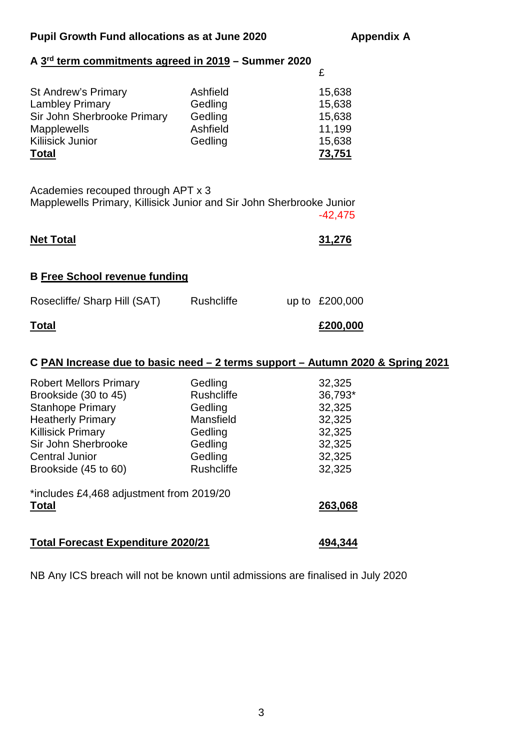**Pupil Growth Fund allocations as at June 2020** **Appendix A**

**A 3rd term commitments agreed in 2019 – Summer 2020**

| | | £ |
|---|---|---|
| St Andrew's Primary | Ashfield | 15,638 |
| Lambley Primary | Gedling | 15,638 |
| Sir John Sherbrooke Primary | Gedling | 15,638 |
| Mapplewells | Ashfield | 11,199 |
| Kiliisick Junior | Gedling | 15,638 |
| **Total** | | **73,751** |

Academies recouped through APT x 3
Mapplewells Primary, Killisick Junior and Sir John Sherbrooke Junior
-42,475

**Net Total** **31,276**

**B Free School revenue funding**

| | | |
|---|---|---|
| Rosecliffe/ Sharp Hill (SAT) | Rushcliffe | up to £200,000 |
| **Total** | | **£200,000** |

**C PAN Increase due to basic need – 2 terms support – Autumn 2020 & Spring 2021**

| | | |
|---|---|---|
| Robert Mellors Primary | Gedling | 32,325 |
| Brookside (30 to 45) | Rushcliffe | 36,793* |
| Stanhope Primary | Gedling | 32,325 |
| Heatherly Primary | Mansfield | 32,325 |
| Killisick Primary | Gedling | 32,325 |
| Sir John Sherbrooke | Gedling | 32,325 |
| Central Junior | Gedling | 32,325 |
| Brookside (45 to 60) | Rushcliffe | 32,325 |

*includes £4,468 adjustment from 2019/20

**Total** **263,068**

**Total Forecast Expenditure 2020/21** **494,344**

NB Any ICS breach will not be known until admissions are finalised in July 2020